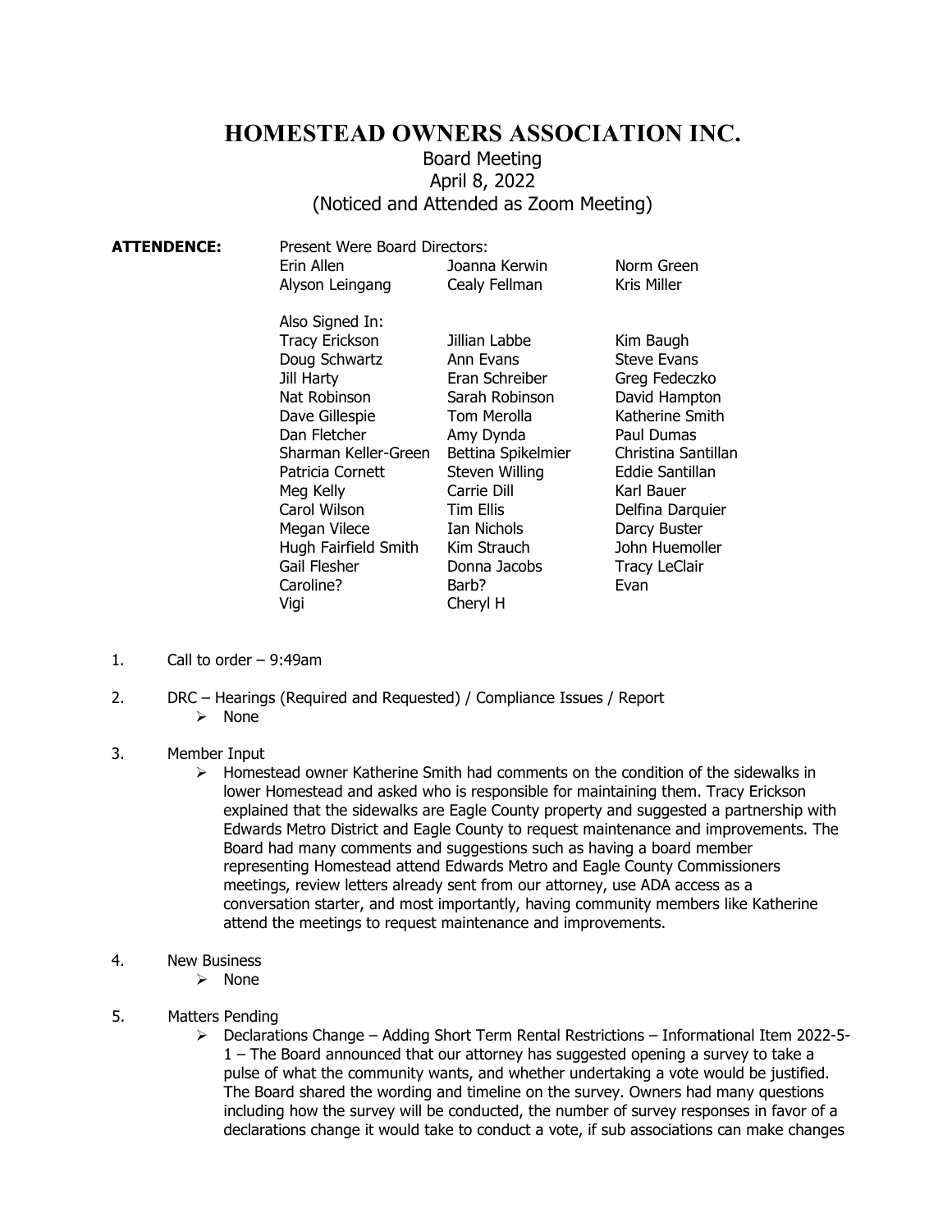# HOMESTEAD OWNERS ASSOCIATION INC.

Board Meeting
April 8, 2022
(Noticed and Attended as Zoom Meeting)

**ATTENDENCE:**

Present Were Board Directors:

| | | |
|---|---|---|
| Erin Allen | Joanna Kerwin | Norm Green |
| Alyson Leingang | Cealy Fellman | Kris Miller |

Also Signed In:

| | | |
|---|---|---|
| Tracy Erickson | Jillian Labbe | Kim Baugh |
| Doug Schwartz | Ann Evans | Steve Evans |
| Jill Harty | Eran Schreiber | Greg Fedeczko |
| Nat Robinson | Sarah Robinson | David Hampton |
| Dave Gillespie | Tom Merolla | Katherine Smith |
| Dan Fletcher | Amy Dynda | Paul Dumas |
| Sharman Keller-Green | Bettina Spikelmier | Christina Santillan |
| Patricia Cornett | Steven Willing | Eddie Santillan |
| Meg Kelly | Carrie Dill | Karl Bauer |
| Carol Wilson | Tim Ellis | Delfina Darquier |
| Megan Vilece | Ian Nichols | Darcy Buster |
| Hugh Fairfield Smith | Kim Strauch | John Huemoller |
| Gail Flesher | Donna Jacobs | Tracy LeClair |
| Caroline? | Barb? | Evan |
| Vigi | Cheryl H | |

1. Call to order – 9:49am

2. DRC – Hearings (Required and Requested) / Compliance Issues / Report
   - None

3. Member Input
   - Homestead owner Katherine Smith had comments on the condition of the sidewalks in lower Homestead and asked who is responsible for maintaining them. Tracy Erickson explained that the sidewalks are Eagle County property and suggested a partnership with Edwards Metro District and Eagle County to request maintenance and improvements. The Board had many comments and suggestions such as having a board member representing Homestead attend Edwards Metro and Eagle County Commissioners meetings, review letters already sent from our attorney, use ADA access as a conversation starter, and most importantly, having community members like Katherine attend the meetings to request maintenance and improvements.

4. New Business
   - None

5. Matters Pending
   - Declarations Change – Adding Short Term Rental Restrictions – Informational Item 2022-5-1 – The Board announced that our attorney has suggested opening a survey to take a pulse of what the community wants, and whether undertaking a vote would be justified. The Board shared the wording and timeline on the survey. Owners had many questions including how the survey will be conducted, the number of survey responses in favor of a declarations change it would take to conduct a vote, if sub associations can make changes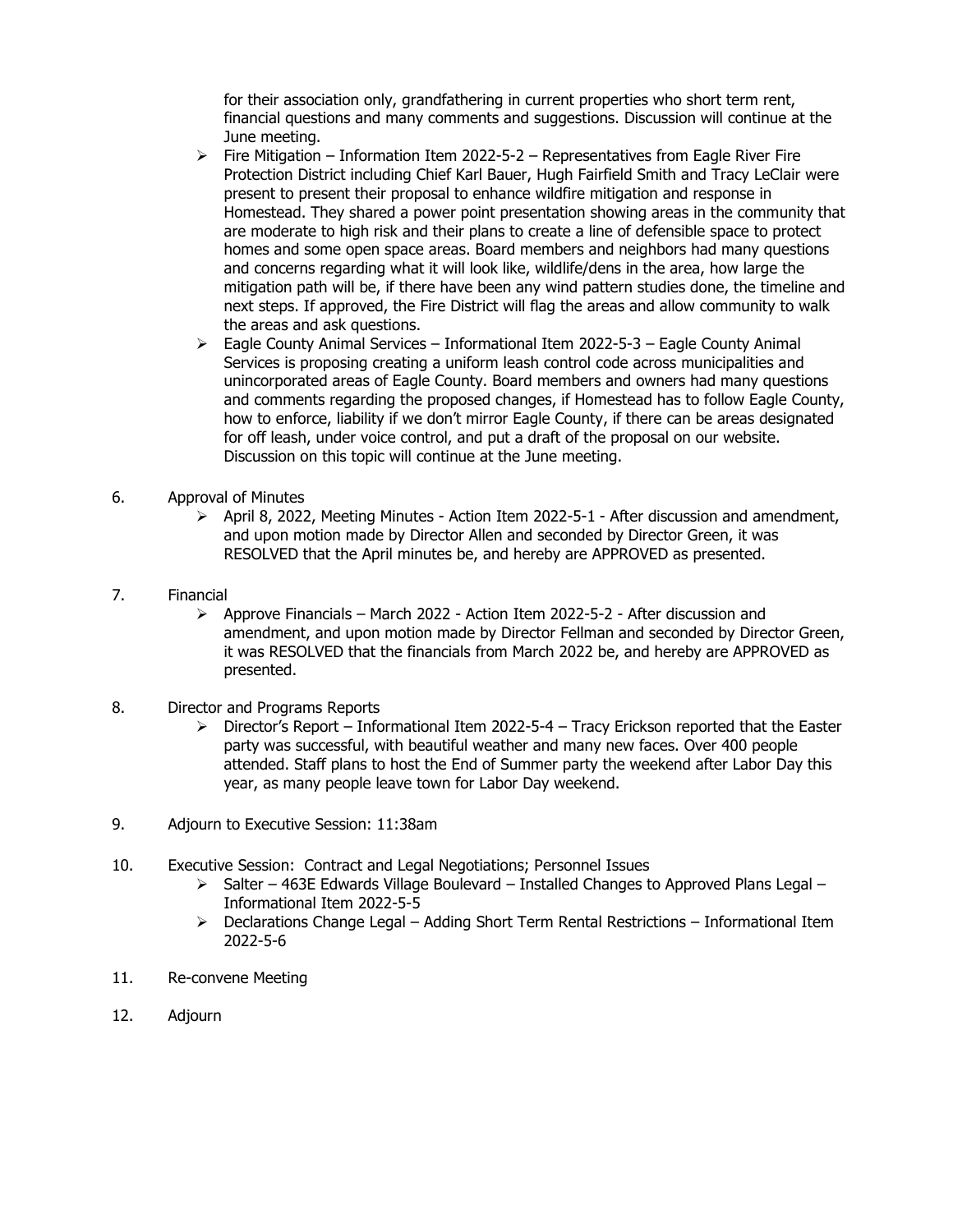for their association only, grandfathering in current properties who short term rent, financial questions and many comments and suggestions. Discussion will continue at the June meeting.

- Fire Mitigation – Information Item 2022-5-2 – Representatives from Eagle River Fire Protection District including Chief Karl Bauer, Hugh Fairfield Smith and Tracy LeClair were present to present their proposal to enhance wildfire mitigation and response in Homestead. They shared a power point presentation showing areas in the community that are moderate to high risk and their plans to create a line of defensible space to protect homes and some open space areas. Board members and neighbors had many questions and concerns regarding what it will look like, wildlife/dens in the area, how large the mitigation path will be, if there have been any wind pattern studies done, the timeline and next steps. If approved, the Fire District will flag the areas and allow community to walk the areas and ask questions.
- Eagle County Animal Services – Informational Item 2022-5-3 – Eagle County Animal Services is proposing creating a uniform leash control code across municipalities and unincorporated areas of Eagle County. Board members and owners had many questions and comments regarding the proposed changes, if Homestead has to follow Eagle County, how to enforce, liability if we don't mirror Eagle County, if there can be areas designated for off leash, under voice control, and put a draft of the proposal on our website. Discussion on this topic will continue at the June meeting.

6. Approval of Minutes
   - April 8, 2022, Meeting Minutes - Action Item 2022-5-1 - After discussion and amendment, and upon motion made by Director Allen and seconded by Director Green, it was RESOLVED that the April minutes be, and hereby are APPROVED as presented.

7. Financial
   - Approve Financials – March 2022 - Action Item 2022-5-2 - After discussion and amendment, and upon motion made by Director Fellman and seconded by Director Green, it was RESOLVED that the financials from March 2022 be, and hereby are APPROVED as presented.

8. Director and Programs Reports
   - Director's Report – Informational Item 2022-5-4 – Tracy Erickson reported that the Easter party was successful, with beautiful weather and many new faces. Over 400 people attended. Staff plans to host the End of Summer party the weekend after Labor Day this year, as many people leave town for Labor Day weekend.

9. Adjourn to Executive Session: 11:38am

10. Executive Session: Contract and Legal Negotiations; Personnel Issues
    - Salter – 463E Edwards Village Boulevard – Installed Changes to Approved Plans Legal – Informational Item 2022-5-5
    - Declarations Change Legal – Adding Short Term Rental Restrictions – Informational Item 2022-5-6

11. Re-convene Meeting

12. Adjourn